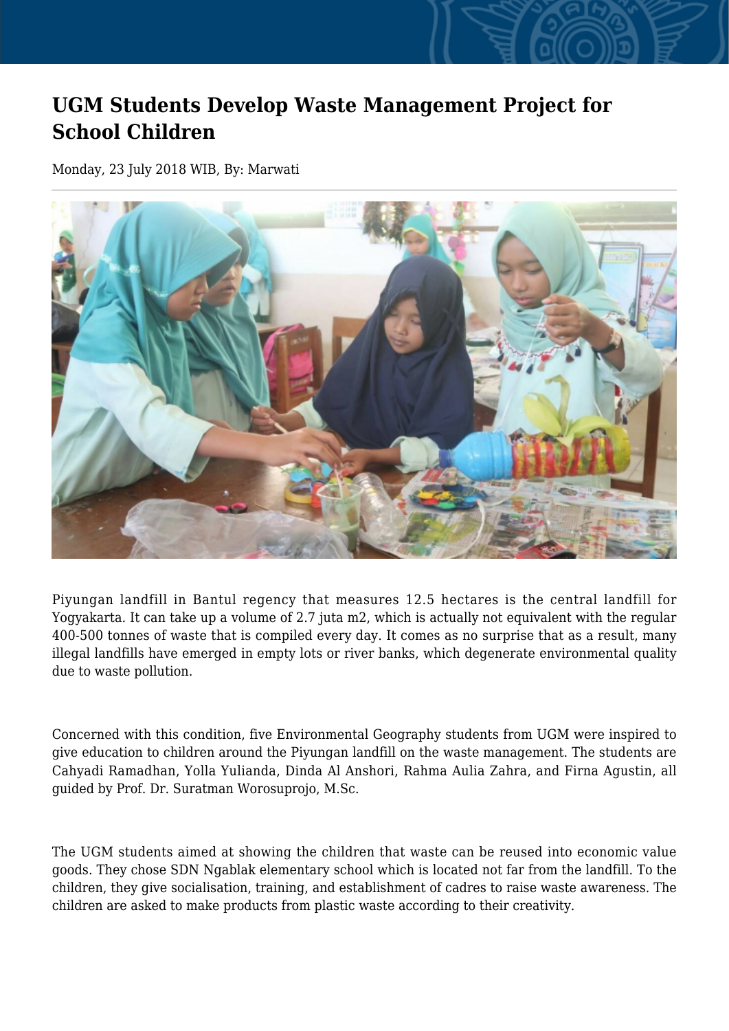# UGM Students Develop Waste Management Project for School Children

Monday, 23 July 2018 WIB, By: Marwati

Piyungan landfill in Bantul regency that measures 12.5 hectares is the central landfill for Yogyakarta. It can take up a volume of 2.7 juta m2, which is actually not equivalent with the regular 400-500 tonnes of waste that is compiled every day. It comes as no surprise that as a result, many illegal landfills have emerged in empty lots or river banks, which degenerate environmental quality due to waste pollution.

Concerned with this condition, five Environmental Geography students from UGM were inspired to give education to children around the Piyungan landfill on the waste management. The students are Cahyadi Ramadhan, Yolla Yulianda, Dinda Al Anshori, Rahma Aulia Zahra, and Firna Agustin, all guided by Prof. Dr. Suratman Worosuprojo, M.Sc.

The UGM students aimed at showing the children that waste can be reused into economic value goods. They chose SDN Ngablak elementary school which is located not far from the landfill. To the children, they give socialisation, training, and establishment of cadres to raise waste awareness. The children are asked to make products from plastic waste according to their creativity.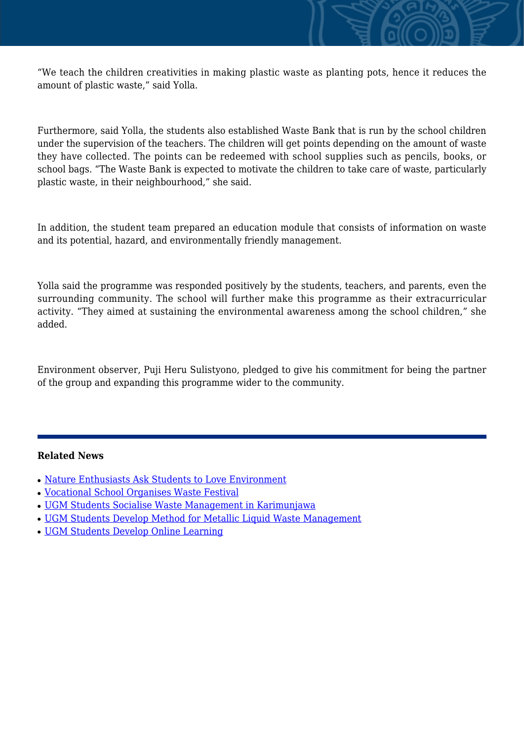"We teach the children creativities in making plastic waste as planting pots, hence it reduces the amount of plastic waste," said Yolla.

Furthermore, said Yolla, the students also established Waste Bank that is run by the school children under the supervision of the teachers. The children will get points depending on the amount of waste they have collected. The points can be redeemed with school supplies such as pencils, books, or school bags. "The Waste Bank is expected to motivate the children to take care of waste, particularly plastic waste, in their neighbourhood," she said.

In addition, the student team prepared an education module that consists of information on waste and its potential, hazard, and environmentally friendly management.

Yolla said the programme was responded positively by the students, teachers, and parents, even the surrounding community. The school will further make this programme as their extracurricular activity. "They aimed at sustaining the environmental awareness among the school children," she added.

Environment observer, Puji Heru Sulistyono, pledged to give his commitment for being the partner of the group and expanding this programme wider to the community.

---

**Related News**

- Nature Enthusiasts Ask Students to Love Environment
- Vocational School Organises Waste Festival
- UGM Students Socialise Waste Management in Karimunjawa
- UGM Students Develop Method for Metallic Liquid Waste Management
- UGM Students Develop Online Learning